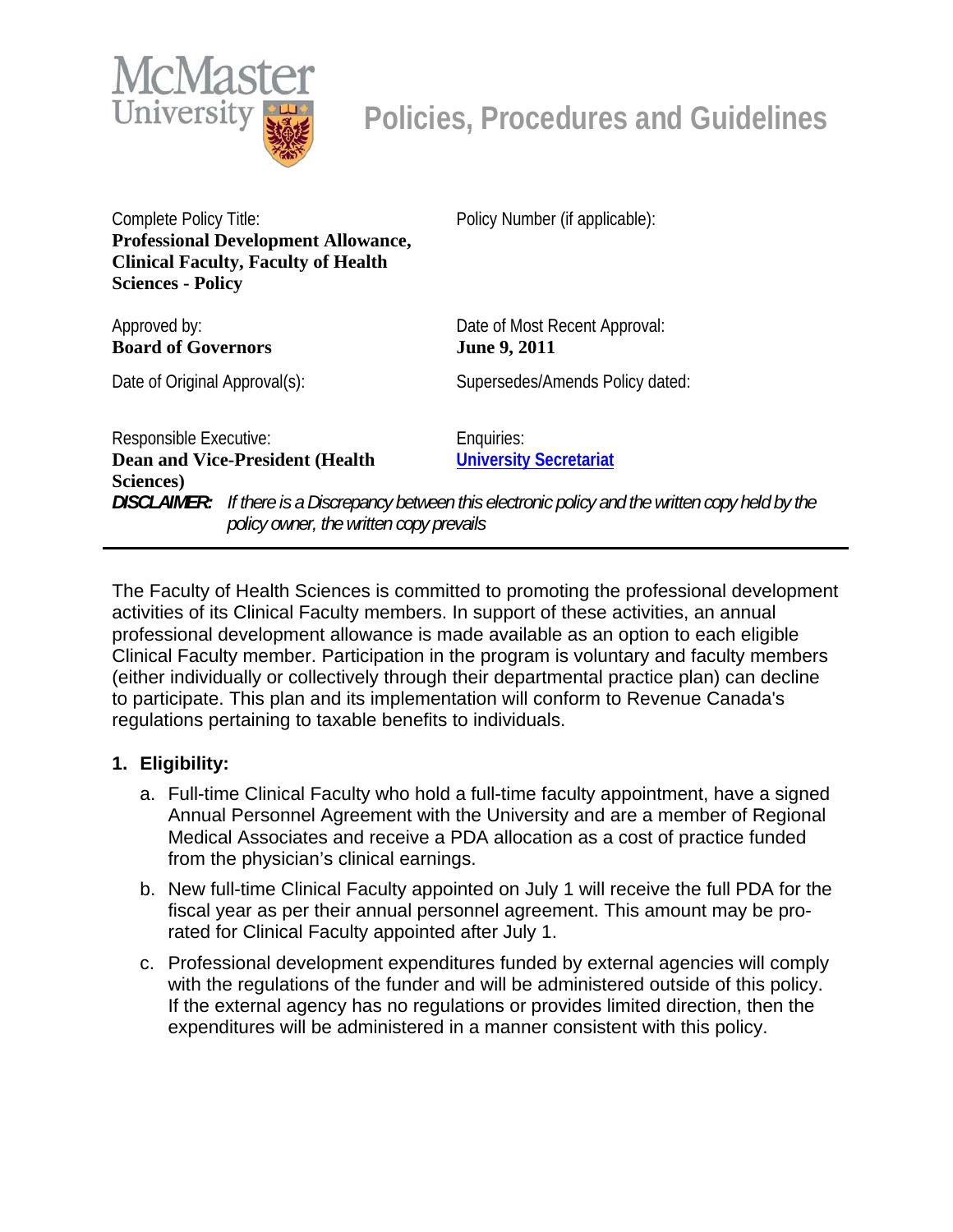# Policies, Procedures and Guidelines

| | |
|---|---|
| Complete Policy Title:<br>**Professional Development Allowance, Clinical Faculty, Faculty of Health Sciences - Policy** | Policy Number (if applicable): |
| Approved by:<br>**Board of Governors** | Date of Most Recent Approval:<br>**June 9, 2011** |
| Date of Original Approval(s): | Supersedes/Amends Policy dated: |
| Responsible Executive:<br>**Dean and Vice-President (Health Sciences)** | Enquiries:<br>**University Secretariat** |

***DISCLAIMER:*** *If there is a Discrepancy between this electronic policy and the written copy held by the policy owner, the written copy prevails*

---

The Faculty of Health Sciences is committed to promoting the professional development activities of its Clinical Faculty members. In support of these activities, an annual professional development allowance is made available as an option to each eligible Clinical Faculty member. Participation in the program is voluntary and faculty members (either individually or collectively through their departmental practice plan) can decline to participate. This plan and its implementation will conform to Revenue Canada's regulations pertaining to taxable benefits to individuals.

## 1. Eligibility:

a. Full-time Clinical Faculty who hold a full-time faculty appointment, have a signed Annual Personnel Agreement with the University and are a member of Regional Medical Associates and receive a PDA allocation as a cost of practice funded from the physician's clinical earnings.

b. New full-time Clinical Faculty appointed on July 1 will receive the full PDA for the fiscal year as per their annual personnel agreement. This amount may be pro-rated for Clinical Faculty appointed after July 1.

c. Professional development expenditures funded by external agencies will comply with the regulations of the funder and will be administered outside of this policy. If the external agency has no regulations or provides limited direction, then the expenditures will be administered in a manner consistent with this policy.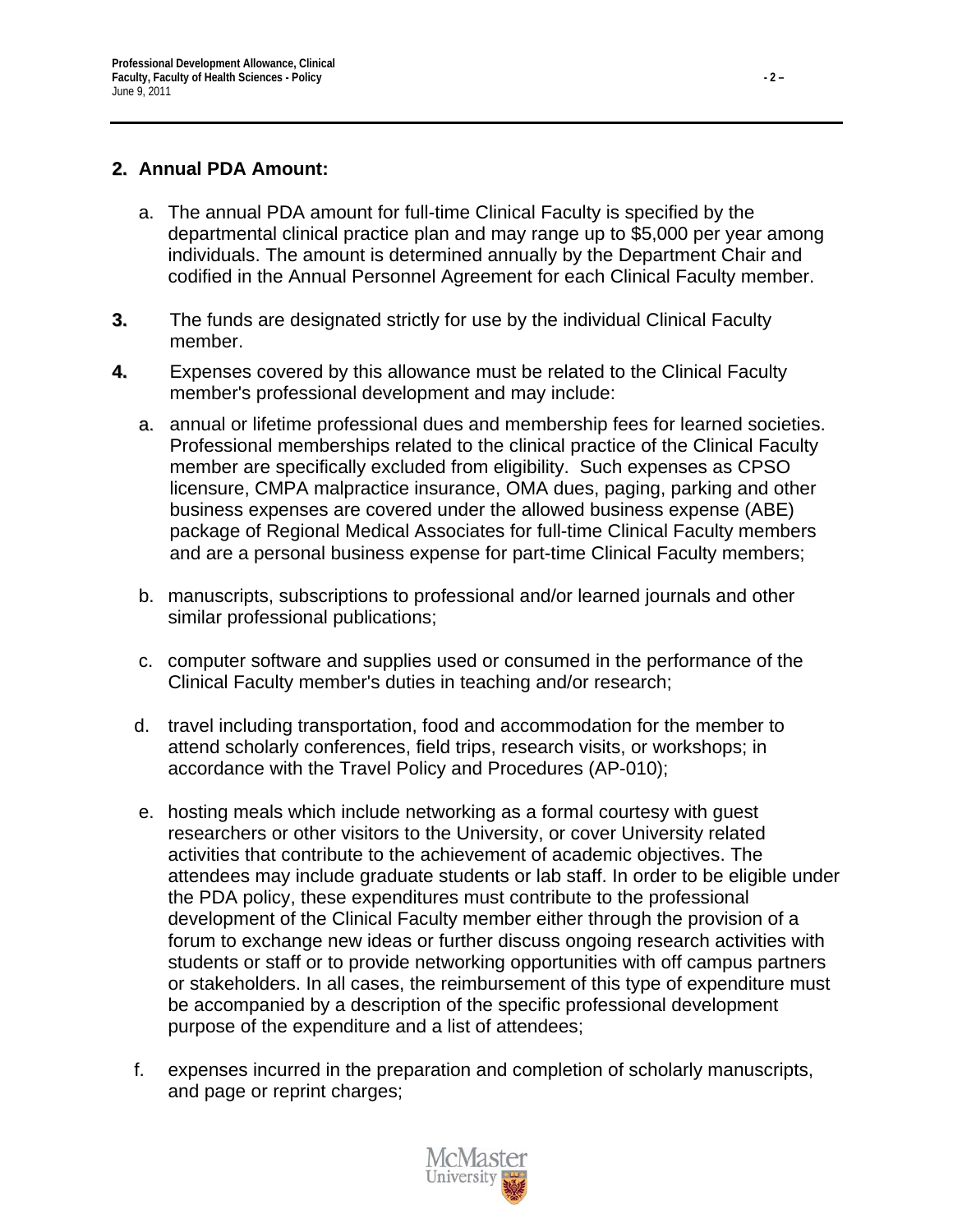## 2. Annual PDA Amount:

a. The annual PDA amount for full-time Clinical Faculty is specified by the departmental clinical practice plan and may range up to $5,000 per year among individuals. The amount is determined annually by the Department Chair and codified in the Annual Personnel Agreement for each Clinical Faculty member.

**3.** The funds are designated strictly for use by the individual Clinical Faculty member.

**4.** Expenses covered by this allowance must be related to the Clinical Faculty member's professional development and may include:

a. annual or lifetime professional dues and membership fees for learned societies. Professional memberships related to the clinical practice of the Clinical Faculty member are specifically excluded from eligibility. Such expenses as CPSO licensure, CMPA malpractice insurance, OMA dues, paging, parking and other business expenses are covered under the allowed business expense (ABE) package of Regional Medical Associates for full-time Clinical Faculty members and are a personal business expense for part-time Clinical Faculty members;

b. manuscripts, subscriptions to professional and/or learned journals and other similar professional publications;

c. computer software and supplies used or consumed in the performance of the Clinical Faculty member's duties in teaching and/or research;

d. travel including transportation, food and accommodation for the member to attend scholarly conferences, field trips, research visits, or workshops; in accordance with the Travel Policy and Procedures (AP-010);

e. hosting meals which include networking as a formal courtesy with guest researchers or other visitors to the University, or cover University related activities that contribute to the achievement of academic objectives. The attendees may include graduate students or lab staff. In order to be eligible under the PDA policy, these expenditures must contribute to the professional development of the Clinical Faculty member either through the provision of a forum to exchange new ideas or further discuss ongoing research activities with students or staff or to provide networking opportunities with off campus partners or stakeholders. In all cases, the reimbursement of this type of expenditure must be accompanied by a description of the specific professional development purpose of the expenditure and a list of attendees;

f. expenses incurred in the preparation and completion of scholarly manuscripts, and page or reprint charges;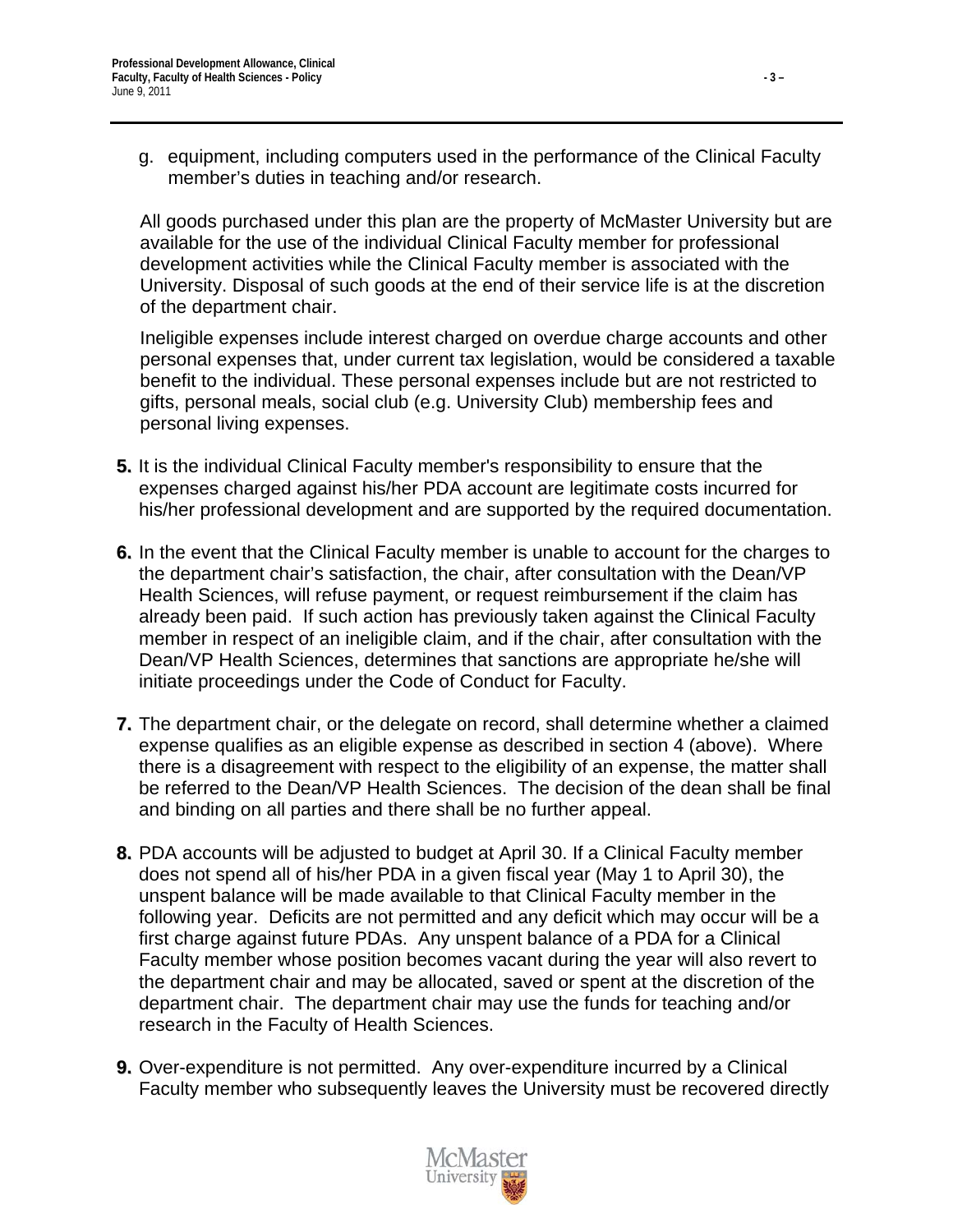g. equipment, including computers used in the performance of the Clinical Faculty member's duties in teaching and/or research.

All goods purchased under this plan are the property of McMaster University but are available for the use of the individual Clinical Faculty member for professional development activities while the Clinical Faculty member is associated with the University. Disposal of such goods at the end of their service life is at the discretion of the department chair.

Ineligible expenses include interest charged on overdue charge accounts and other personal expenses that, under current tax legislation, would be considered a taxable benefit to the individual. These personal expenses include but are not restricted to gifts, personal meals, social club (e.g. University Club) membership fees and personal living expenses.

**5.** It is the individual Clinical Faculty member's responsibility to ensure that the expenses charged against his/her PDA account are legitimate costs incurred for his/her professional development and are supported by the required documentation.

**6.** In the event that the Clinical Faculty member is unable to account for the charges to the department chair's satisfaction, the chair, after consultation with the Dean/VP Health Sciences, will refuse payment, or request reimbursement if the claim has already been paid. If such action has previously taken against the Clinical Faculty member in respect of an ineligible claim, and if the chair, after consultation with the Dean/VP Health Sciences, determines that sanctions are appropriate he/she will initiate proceedings under the Code of Conduct for Faculty.

**7.** The department chair, or the delegate on record, shall determine whether a claimed expense qualifies as an eligible expense as described in section 4 (above). Where there is a disagreement with respect to the eligibility of an expense, the matter shall be referred to the Dean/VP Health Sciences. The decision of the dean shall be final and binding on all parties and there shall be no further appeal.

**8.** PDA accounts will be adjusted to budget at April 30. If a Clinical Faculty member does not spend all of his/her PDA in a given fiscal year (May 1 to April 30), the unspent balance will be made available to that Clinical Faculty member in the following year. Deficits are not permitted and any deficit which may occur will be a first charge against future PDAs. Any unspent balance of a PDA for a Clinical Faculty member whose position becomes vacant during the year will also revert to the department chair and may be allocated, saved or spent at the discretion of the department chair. The department chair may use the funds for teaching and/or research in the Faculty of Health Sciences.

**9.** Over-expenditure is not permitted. Any over-expenditure incurred by a Clinical Faculty member who subsequently leaves the University must be recovered directly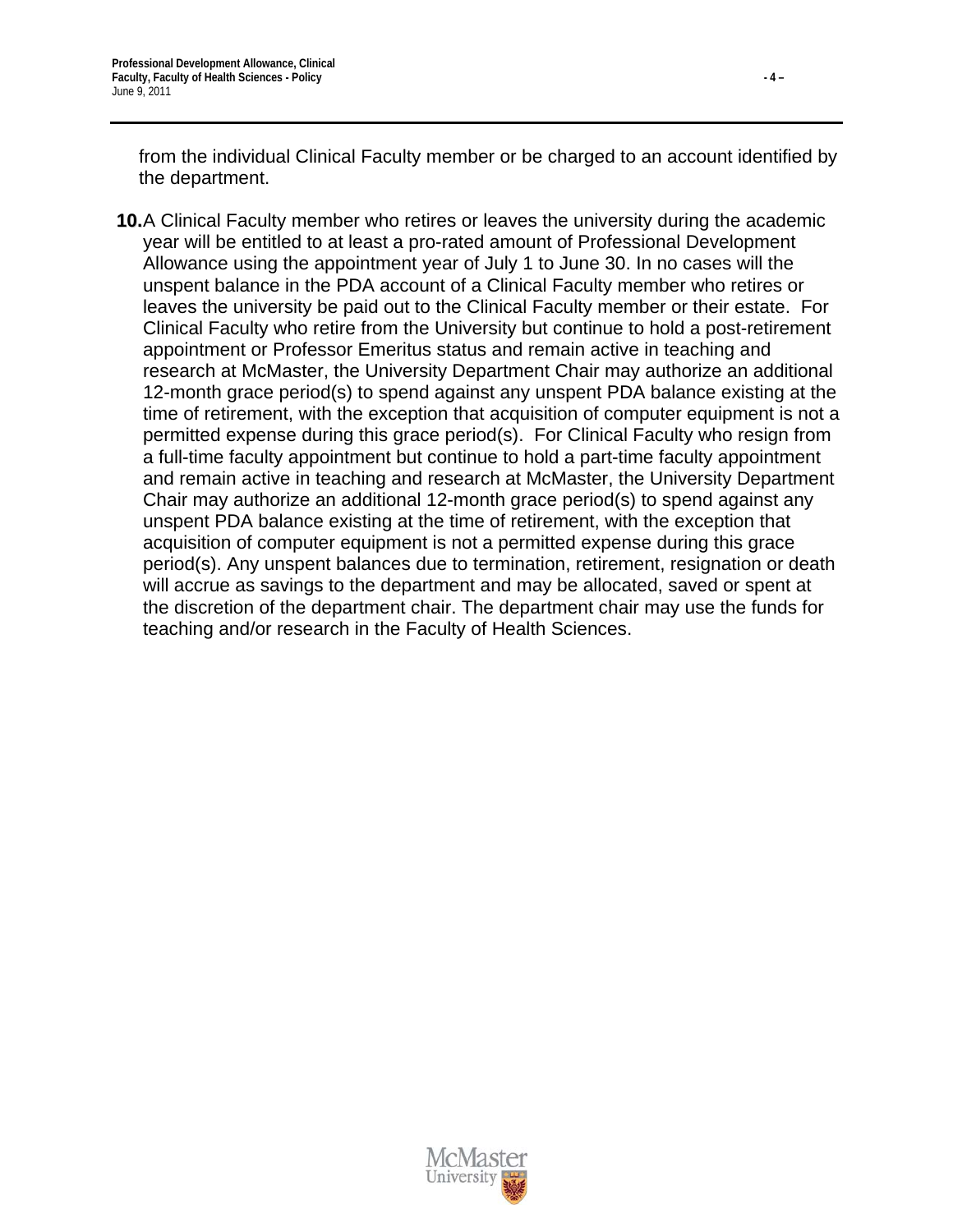from the individual Clinical Faculty member or be charged to an account identified by the department.

**10.** A Clinical Faculty member who retires or leaves the university during the academic year will be entitled to at least a pro-rated amount of Professional Development Allowance using the appointment year of July 1 to June 30. In no cases will the unspent balance in the PDA account of a Clinical Faculty member who retires or leaves the university be paid out to the Clinical Faculty member or their estate. For Clinical Faculty who retire from the University but continue to hold a post-retirement appointment or Professor Emeritus status and remain active in teaching and research at McMaster, the University Department Chair may authorize an additional 12-month grace period(s) to spend against any unspent PDA balance existing at the time of retirement, with the exception that acquisition of computer equipment is not a permitted expense during this grace period(s). For Clinical Faculty who resign from a full-time faculty appointment but continue to hold a part-time faculty appointment and remain active in teaching and research at McMaster, the University Department Chair may authorize an additional 12-month grace period(s) to spend against any unspent PDA balance existing at the time of retirement, with the exception that acquisition of computer equipment is not a permitted expense during this grace period(s). Any unspent balances due to termination, retirement, resignation or death will accrue as savings to the department and may be allocated, saved or spent at the discretion of the department chair. The department chair may use the funds for teaching and/or research in the Faculty of Health Sciences.